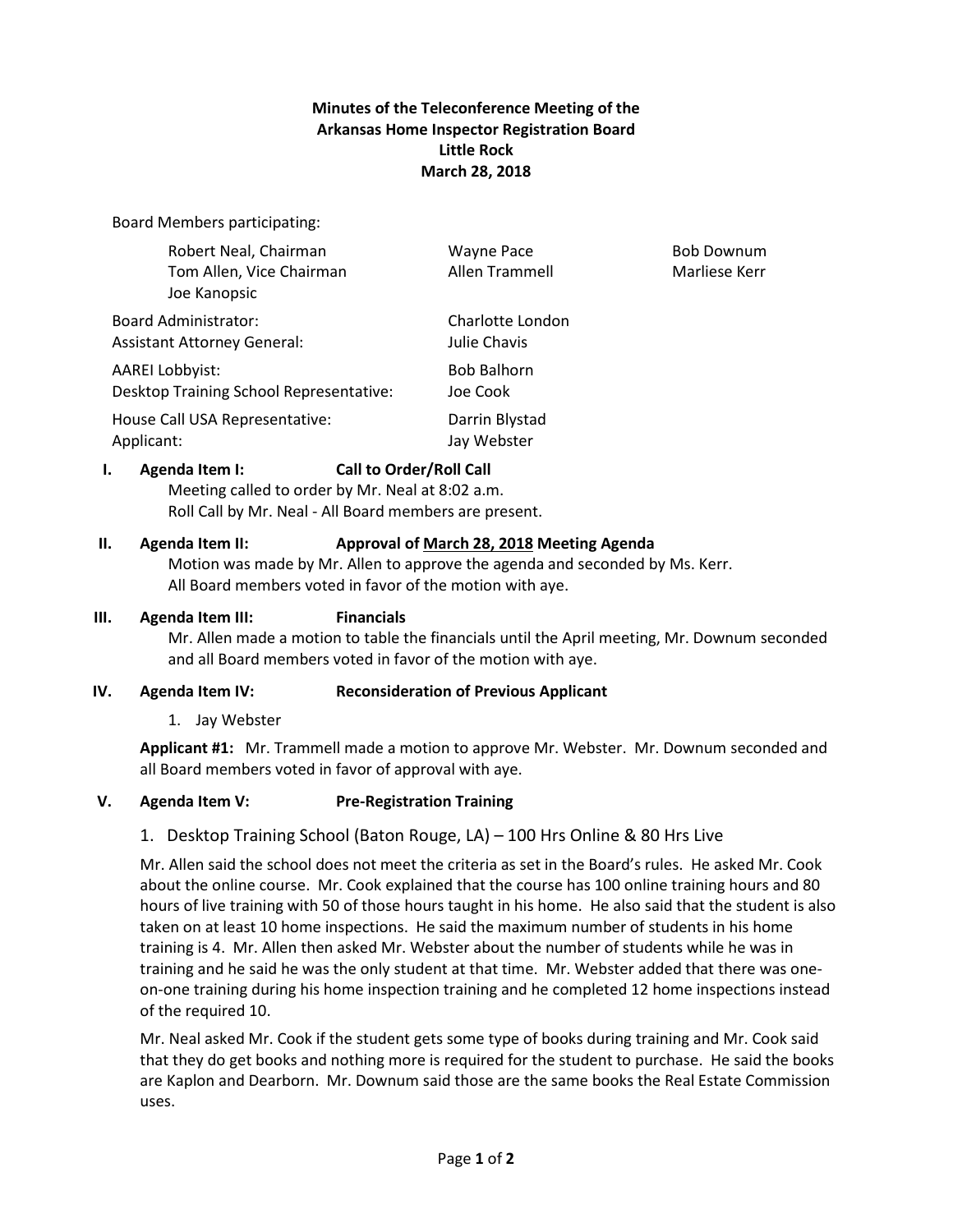**Minutes of the Teleconference Meeting of the**
**Arkansas Home Inspector Registration Board**
**Little Rock**
**March 28, 2018**

Board Members participating:

| | | |
|---|---|---|
| Robert Neal, Chairman | Wayne Pace | Bob Downum |
| Tom Allen, Vice Chairman | Allen Trammell | Marliese Kerr |
| Joe Kanopsic | | |

| | |
|---|---|
| Board Administrator: | Charlotte London |
| Assistant Attorney General: | Julie Chavis |
| AAREI Lobbyist: | Bob Balhorn |
| Desktop Training School Representative: | Joe Cook |
| House Call USA Representative: | Darrin Blystad |
| Applicant: | Jay Webster |

## I. Agenda Item I: Call to Order/Roll Call

Meeting called to order by Mr. Neal at 8:02 a.m.
Roll Call by Mr. Neal - All Board members are present.

## II. Agenda Item II: Approval of March 28, 2018 Meeting Agenda

Motion was made by Mr. Allen to approve the agenda and seconded by Ms. Kerr. All Board members voted in favor of the motion with aye.

## III. Agenda Item III: Financials

Mr. Allen made a motion to table the financials until the April meeting, Mr. Downum seconded and all Board members voted in favor of the motion with aye.

## IV. Agenda Item IV: Reconsideration of Previous Applicant

1. Jay Webster

**Applicant #1:** Mr. Trammell made a motion to approve Mr. Webster. Mr. Downum seconded and all Board members voted in favor of approval with aye.

## V. Agenda Item V: Pre-Registration Training

1. Desktop Training School (Baton Rouge, LA) – 100 Hrs Online & 80 Hrs Live

Mr. Allen said the school does not meet the criteria as set in the Board's rules. He asked Mr. Cook about the online course. Mr. Cook explained that the course has 100 online training hours and 80 hours of live training with 50 of those hours taught in his home. He also said that the student is also taken on at least 10 home inspections. He said the maximum number of students in his home training is 4. Mr. Allen then asked Mr. Webster about the number of students while he was in training and he said he was the only student at that time. Mr. Webster added that there was one-on-one training during his home inspection training and he completed 12 home inspections instead of the required 10.

Mr. Neal asked Mr. Cook if the student gets some type of books during training and Mr. Cook said that they do get books and nothing more is required for the student to purchase. He said the books are Kaplon and Dearborn. Mr. Downum said those are the same books the Real Estate Commission uses.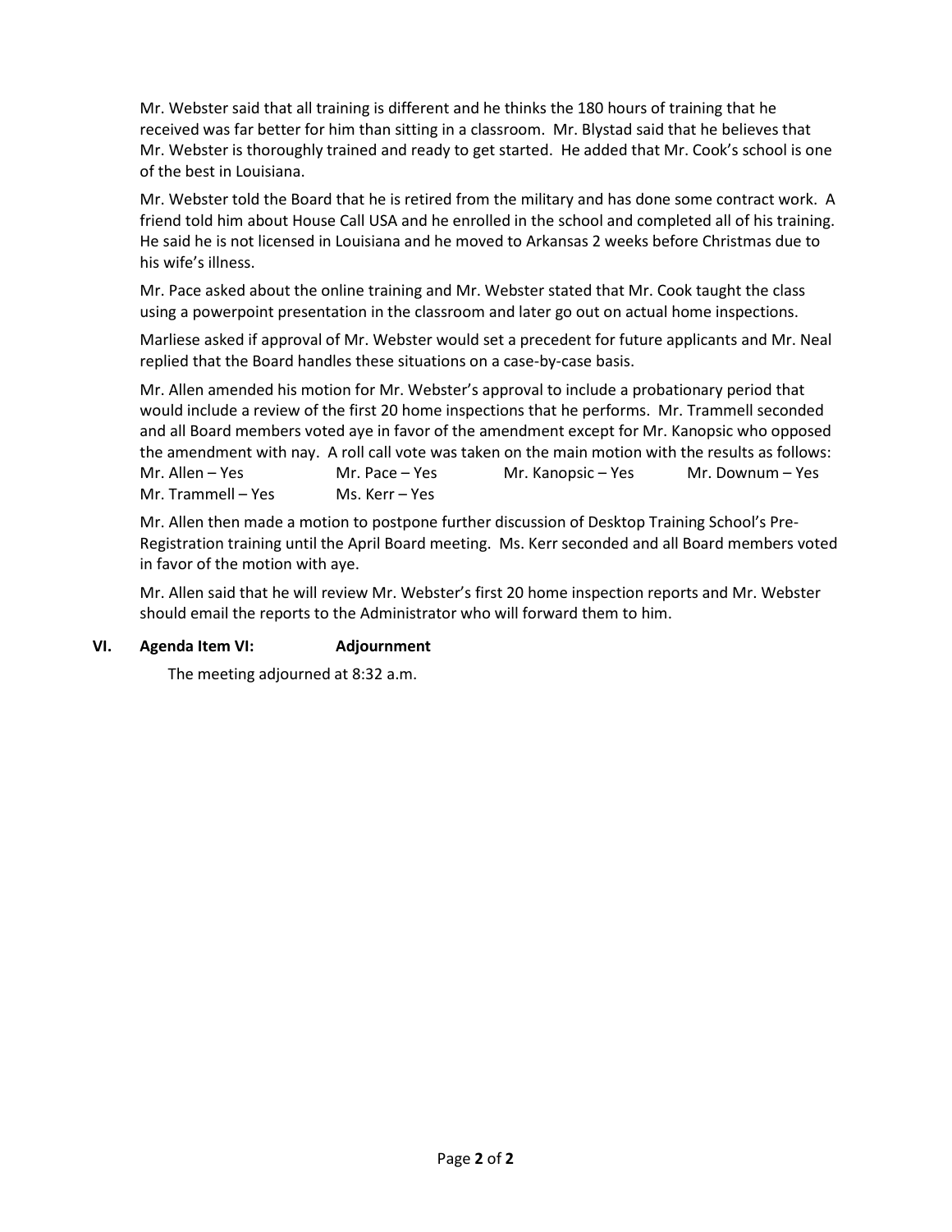Mr. Webster said that all training is different and he thinks the 180 hours of training that he received was far better for him than sitting in a classroom. Mr. Blystad said that he believes that Mr. Webster is thoroughly trained and ready to get started. He added that Mr. Cook's school is one of the best in Louisiana.

Mr. Webster told the Board that he is retired from the military and has done some contract work. A friend told him about House Call USA and he enrolled in the school and completed all of his training. He said he is not licensed in Louisiana and he moved to Arkansas 2 weeks before Christmas due to his wife's illness.

Mr. Pace asked about the online training and Mr. Webster stated that Mr. Cook taught the class using a powerpoint presentation in the classroom and later go out on actual home inspections.

Marliese asked if approval of Mr. Webster would set a precedent for future applicants and Mr. Neal replied that the Board handles these situations on a case-by-case basis.

Mr. Allen amended his motion for Mr. Webster's approval to include a probationary period that would include a review of the first 20 home inspections that he performs. Mr. Trammell seconded and all Board members voted aye in favor of the amendment except for Mr. Kanopsic who opposed the amendment with nay. A roll call vote was taken on the main motion with the results as follows:

| | | | |
|---|---|---|---|
| Mr. Allen – Yes | Mr. Pace – Yes | Mr. Kanopsic – Yes | Mr. Downum – Yes |
| Mr. Trammell – Yes | Ms. Kerr – Yes | | |

Mr. Allen then made a motion to postpone further discussion of Desktop Training School's Pre-Registration training until the April Board meeting. Ms. Kerr seconded and all Board members voted in favor of the motion with aye.

Mr. Allen said that he will review Mr. Webster's first 20 home inspection reports and Mr. Webster should email the reports to the Administrator who will forward them to him.

## VI. Agenda Item VI: Adjournment

The meeting adjourned at 8:32 a.m.